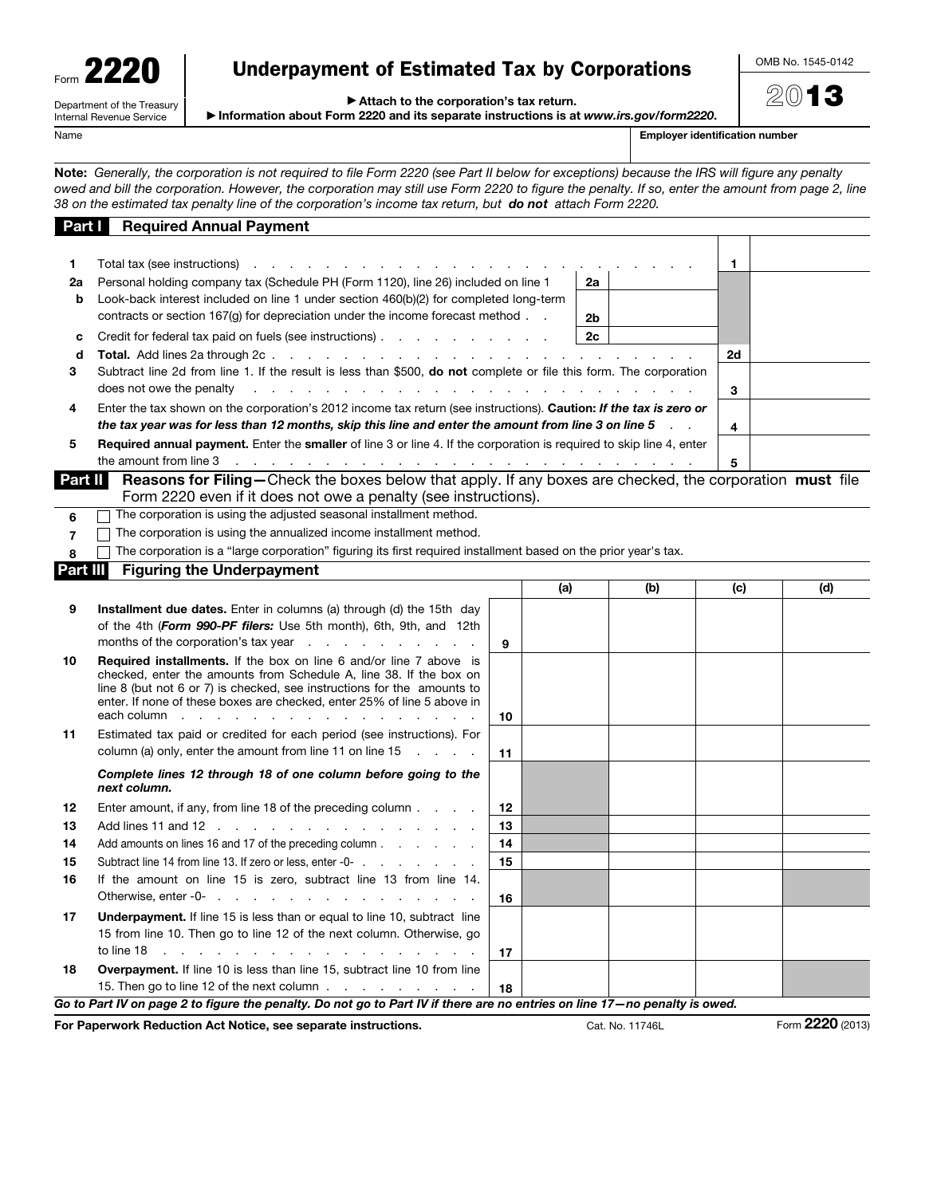Form **2220**

Department of the Treasury
Internal Revenue Service

# Underpayment of Estimated Tax by Corporations

▶ Attach to the corporation's tax return.

▶ Information about Form 2220 and its separate instructions is at *www.irs.gov/form2220*.

OMB No. 1545-0142

**2013**

Name | **Employer identification number**

**Note:** *Generally, the corporation is not required to file Form 2220 (see Part II below for exceptions) because the IRS will figure any penalty owed and bill the corporation. However, the corporation may still use Form 2220 to figure the penalty. If so, enter the amount from page 2, line 38 on the estimated tax penalty line of the corporation's income tax return, but* ***do not*** *attach Form 2220.*

## Part I Required Annual Payment

| | | | | | |
|---|---|---|---|---|---|
| **1** | Total tax (see instructions) | | | 1 | |
| **2a** | Personal holding company tax (Schedule PH (Form 1120), line 26) included on line 1 | 2a | | | |
| **b** | Look-back interest included on line 1 under section 460(b)(2) for completed long-term contracts or section 167(g) for depreciation under the income forecast method | 2b | | | |
| **c** | Credit for federal tax paid on fuels (see instructions) | 2c | | | |
| **d** | **Total.** Add lines 2a through 2c | | | 2d | |
| **3** | Subtract line 2d from line 1. If the result is less than $500, **do not** complete or file this form. The corporation does not owe the penalty | | | 3 | |
| **4** | Enter the tax shown on the corporation's 2012 income tax return (see instructions). **Caution:** ***If the tax is zero or the tax year was for less than 12 months, skip this line and enter the amount from line 3 on line 5*** | | | 4 | |
| **5** | **Required annual payment.** Enter the **smaller** of line 3 or line 4. If the corporation is required to skip line 4, enter the amount from line 3 | | | 5 | |

## Part II Reasons for Filing—Check the boxes below that apply. If any boxes are checked, the corporation must file Form 2220 even if it does not owe a penalty (see instructions).

**6** ☐ The corporation is using the adjusted seasonal installment method.

**7** ☐ The corporation is using the annualized income installment method.

**8** ☐ The corporation is a "large corporation" figuring its first required installment based on the prior year's tax.

## Part III Figuring the Underpayment

| | | | (a) | (b) | (c) | (d) |
|---|---|---|---|---|---|---|
| **9** | **Installment due dates.** Enter in columns (a) through (d) the 15th day of the 4th (***Form 990-PF filers:*** Use 5th month), 6th, 9th, and 12th months of the corporation's tax year | 9 | | | | |
| **10** | **Required installments.** If the box on line 6 and/or line 7 above is checked, enter the amounts from Schedule A, line 38. If the box on line 8 (but not 6 or 7) is checked, see instructions for the amounts to enter. If none of these boxes are checked, enter 25% of line 5 above in each column | 10 | | | | |
| **11** | Estimated tax paid or credited for each period (see instructions). For column (a) only, enter the amount from line 11 on line 15 | 11 | | | | |
| | ***Complete lines 12 through 18 of one column before going to the next column.*** | | | | | |
| **12** | Enter amount, if any, from line 18 of the preceding column | 12 | | | | |
| **13** | Add lines 11 and 12 | 13 | | | | |
| **14** | Add amounts on lines 16 and 17 of the preceding column | 14 | | | | |
| **15** | Subtract line 14 from line 13. If zero or less, enter -0- | 15 | | | | |
| **16** | If the amount on line 15 is zero, subtract line 13 from line 14. Otherwise, enter -0- | 16 | | | | |
| **17** | **Underpayment.** If line 15 is less than or equal to line 10, subtract line 15 from line 10. Then go to line 12 of the next column. Otherwise, go to line 18 | 17 | | | | |
| **18** | **Overpayment.** If line 10 is less than line 15, subtract line 10 from line 15. Then go to line 12 of the next column | 18 | | | | |

***Go to Part IV on page 2 to figure the penalty. Do not go to Part IV if there are no entries on line 17—no penalty is owed.***

**For Paperwork Reduction Act Notice, see separate instructions.** Cat. No. 11746L Form **2220** (2013)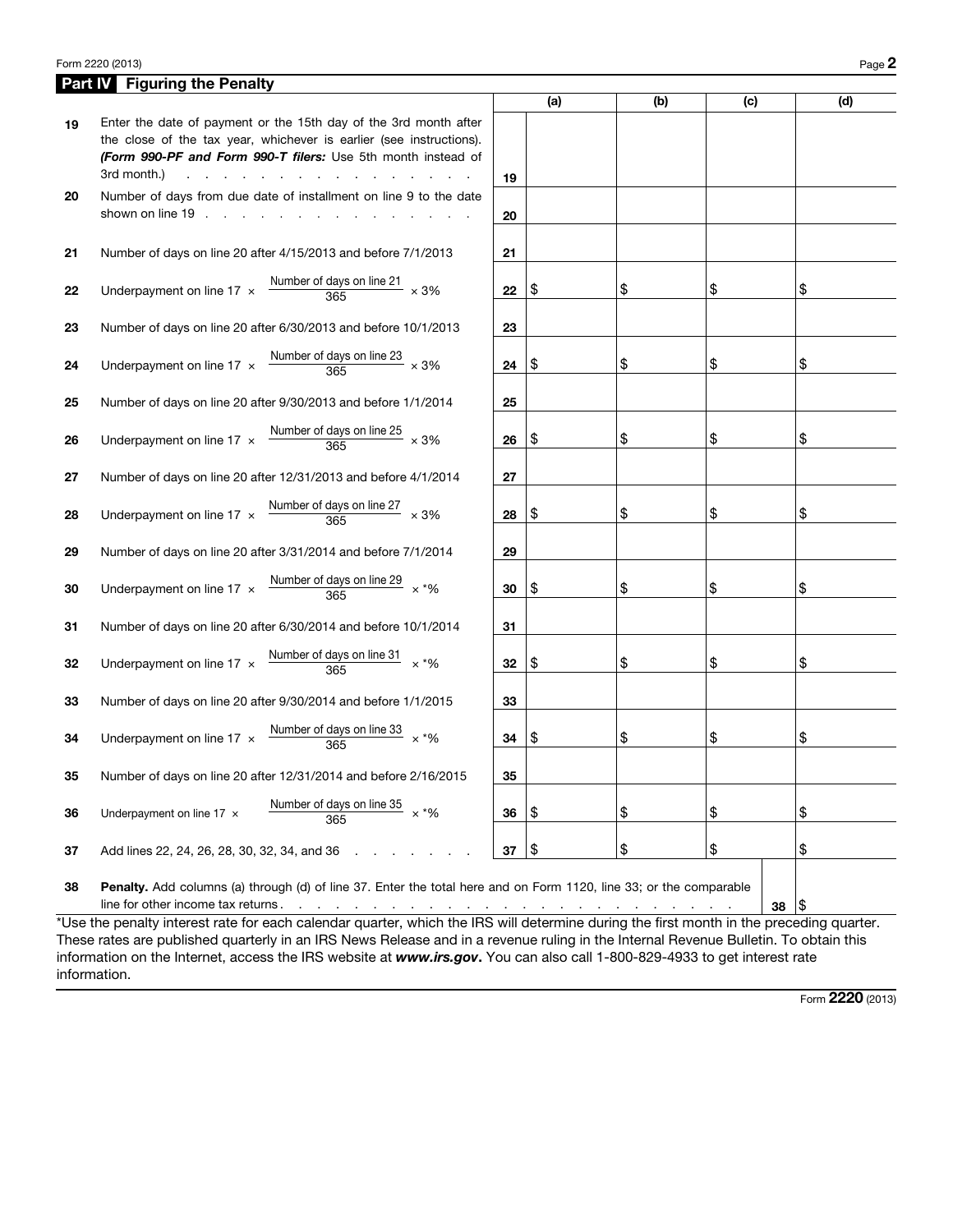## Part IV Figuring the Penalty

| | | | (a) | (b) | (c) | (d) |
|---|---|---|---|---|---|---|
| 19 | Enter the date of payment or the 15th day of the 3rd month after the close of the tax year, whichever is earlier (see instructions). ***(Form 990-PF and Form 990-T filers:** Use 5th month instead of 3rd month.)* | 19 | | | | |
| 20 | Number of days from due date of installment on line 9 to the date shown on line 19 | 20 | | | | |
| 21 | Number of days on line 20 after 4/15/2013 and before 7/1/2013 | 21 | | | | |
| 22 | Underpayment on line 17 × $\frac{\text{Number of days on line 21}}{365}$ × 3% | 22 | $ | $ | $ | $ |
| 23 | Number of days on line 20 after 6/30/2013 and before 10/1/2013 | 23 | | | | |
| 24 | Underpayment on line 17 × $\frac{\text{Number of days on line 23}}{365}$ × 3% | 24 | $ | $ | $ | $ |
| 25 | Number of days on line 20 after 9/30/2013 and before 1/1/2014 | 25 | | | | |
| 26 | Underpayment on line 17 × $\frac{\text{Number of days on line 25}}{365}$ × 3% | 26 | $ | $ | $ | $ |
| 27 | Number of days on line 20 after 12/31/2013 and before 4/1/2014 | 27 | | | | |
| 28 | Underpayment on line 17 × $\frac{\text{Number of days on line 27}}{365}$ × 3% | 28 | $ | $ | $ | $ |
| 29 | Number of days on line 20 after 3/31/2014 and before 7/1/2014 | 29 | | | | |
| 30 | Underpayment on line 17 × $\frac{\text{Number of days on line 29}}{365}$ × *% | 30 | $ | $ | $ | $ |
| 31 | Number of days on line 20 after 6/30/2014 and before 10/1/2014 | 31 | | | | |
| 32 | Underpayment on line 17 × $\frac{\text{Number of days on line 31}}{365}$ × *% | 32 | $ | $ | $ | $ |
| 33 | Number of days on line 20 after 9/30/2014 and before 1/1/2015 | 33 | | | | |
| 34 | Underpayment on line 17 × $\frac{\text{Number of days on line 33}}{365}$ × *% | 34 | $ | $ | $ | $ |
| 35 | Number of days on line 20 after 12/31/2014 and before 2/16/2015 | 35 | | | | |
| 36 | Underpayment on line 17 × $\frac{\text{Number of days on line 35}}{365}$ × *% | 36 | $ | $ | $ | $ |
| 37 | Add lines 22, 24, 26, 28, 30, 32, 34, and 36 | 37 | $ | $ | $ | $ |

| | | | |
|---|---|---|---|
| 38 | **Penalty.** Add columns (a) through (d) of line 37. Enter the total here and on Form 1120, line 33; or the comparable line for other income tax returns | 38 | $ |

*Use the penalty interest rate for each calendar quarter, which the IRS will determine during the first month in the preceding quarter. These rates are published quarterly in an IRS News Release and in a revenue ruling in the Internal Revenue Bulletin. To obtain this information on the Internet, access the IRS website at ***www.irs.gov***. You can also call 1-800-829-4933 to get interest rate information.

Form **2220** (2013)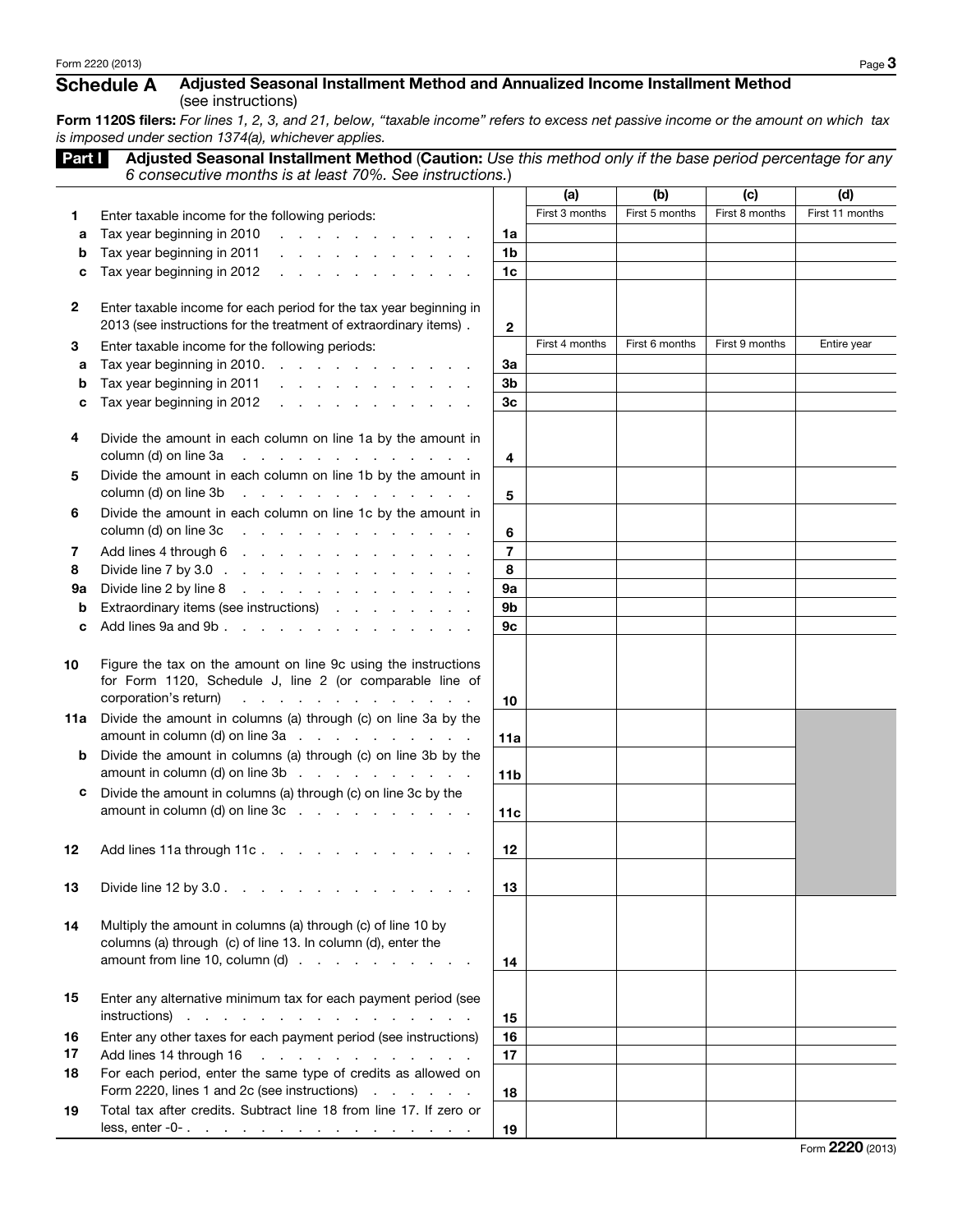## Schedule A Adjusted Seasonal Installment Method and Annualized Income Installment Method (see instructions)

**Form 1120S filers:** *For lines 1, 2, 3, and 21, below, "taxable income" refers to excess net passive income or the amount on which tax is imposed under section 1374(a), whichever applies.*

### Part I Adjusted Seasonal Installment Method (Caution: *Use this method only if the base period percentage for any 6 consecutive months is at least 70%. See instructions.*)

| | | | (a) | (b) | (c) | (d) |
|---|---|---|---|---|---|---|
| **1** | Enter taxable income for the following periods: | | First 3 months | First 5 months | First 8 months | First 11 months |
| **a** | Tax year beginning in 2010 | **1a** | | | | |
| **b** | Tax year beginning in 2011 | **1b** | | | | |
| **c** | Tax year beginning in 2012 | **1c** | | | | |
| **2** | Enter taxable income for each period for the tax year beginning in 2013 (see instructions for the treatment of extraordinary items) | **2** | | | | |
| **3** | Enter taxable income for the following periods: | | First 4 months | First 6 months | First 9 months | Entire year |
| **a** | Tax year beginning in 2010 | **3a** | | | | |
| **b** | Tax year beginning in 2011 | **3b** | | | | |
| **c** | Tax year beginning in 2012 | **3c** | | | | |
| **4** | Divide the amount in each column on line 1a by the amount in column (d) on line 3a | **4** | | | | |
| **5** | Divide the amount in each column on line 1b by the amount in column (d) on line 3b | **5** | | | | |
| **6** | Divide the amount in each column on line 1c by the amount in column (d) on line 3c | **6** | | | | |
| **7** | Add lines 4 through 6 | **7** | | | | |
| **8** | Divide line 7 by 3.0 | **8** | | | | |
| **9a** | Divide line 2 by line 8 | **9a** | | | | |
| **b** | Extraordinary items (see instructions) | **9b** | | | | |
| **c** | Add lines 9a and 9b | **9c** | | | | |
| **10** | Figure the tax on the amount on line 9c using the instructions for Form 1120, Schedule J, line 2 (or comparable line of corporation's return) | **10** | | | | |
| **11a** | Divide the amount in columns (a) through (c) on line 3a by the amount in column (d) on line 3a | **11a** | | | | |
| **b** | Divide the amount in columns (a) through (c) on line 3b by the amount in column (d) on line 3b | **11b** | | | | |
| **c** | Divide the amount in columns (a) through (c) on line 3c by the amount in column (d) on line 3c | **11c** | | | | |
| **12** | Add lines 11a through 11c | **12** | | | | |
| **13** | Divide line 12 by 3.0 | **13** | | | | |
| **14** | Multiply the amount in columns (a) through (c) of line 10 by columns (a) through (c) of line 13. In column (d), enter the amount from line 10, column (d) | **14** | | | | |
| **15** | Enter any alternative minimum tax for each payment period (see instructions) | **15** | | | | |
| **16** | Enter any other taxes for each payment period (see instructions) | **16** | | | | |
| **17** | Add lines 14 through 16 | **17** | | | | |
| **18** | For each period, enter the same type of credits as allowed on Form 2220, lines 1 and 2c (see instructions) | **18** | | | | |
| **19** | Total tax after credits. Subtract line 18 from line 17. If zero or less, enter -0- | **19** | | | | |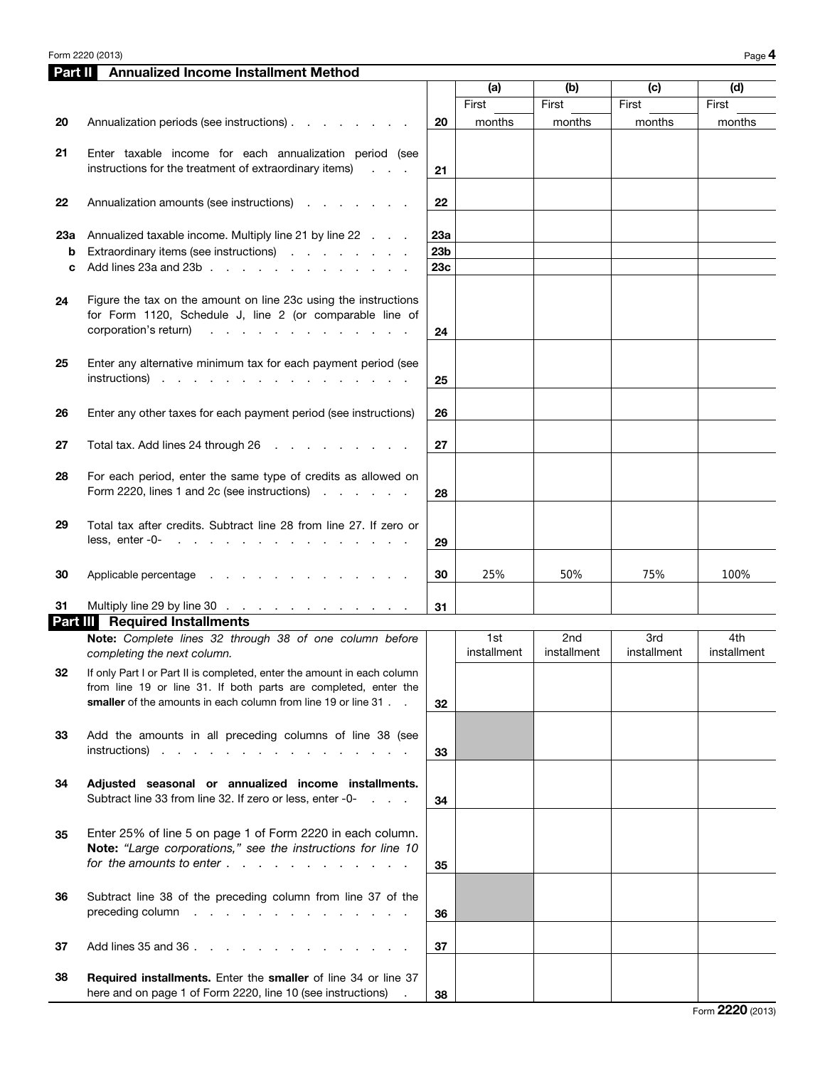## Part II Annualized Income Installment Method

| | | | (a) | (b) | (c) | (d) |
|---|---|---|---|---|---|---|
| 20 | Annualization periods (see instructions) | 20 | First ____ months | First ____ months | First ____ months | First ____ months |
| 21 | Enter taxable income for each annualization period (see instructions for the treatment of extraordinary items) | 21 | | | | |
| 22 | Annualization amounts (see instructions) | 22 | | | | |
| 23a | Annualized taxable income. Multiply line 21 by line 22 | 23a | | | | |
| b | Extraordinary items (see instructions) | 23b | | | | |
| c | Add lines 23a and 23b | 23c | | | | |
| 24 | Figure the tax on the amount on line 23c using the instructions for Form 1120, Schedule J, line 2 (or comparable line of corporation's return) | 24 | | | | |
| 25 | Enter any alternative minimum tax for each payment period (see instructions) | 25 | | | | |
| 26 | Enter any other taxes for each payment period (see instructions) | 26 | | | | |
| 27 | Total tax. Add lines 24 through 26 | 27 | | | | |
| 28 | For each period, enter the same type of credits as allowed on Form 2220, lines 1 and 2c (see instructions) | 28 | | | | |
| 29 | Total tax after credits. Subtract line 28 from line 27. If zero or less, enter -0- | 29 | | | | |
| 30 | Applicable percentage | 30 | 25% | 50% | 75% | 100% |
| 31 | Multiply line 29 by line 30 | 31 | | | | |

## Part III Required Installments

| | **Note:** *Complete lines 32 through 38 of one column before completing the next column.* | | 1st installment | 2nd installment | 3rd installment | 4th installment |
|---|---|---|---|---|---|---|
| 32 | If only Part I or Part II is completed, enter the amount in each column from line 19 or line 31. If both parts are completed, enter the **smaller** of the amounts in each column from line 19 or line 31 | 32 | | | | |
| 33 | Add the amounts in all preceding columns of line 38 (see instructions) | 33 | | | | |
| 34 | **Adjusted seasonal or annualized income installments.** Subtract line 33 from line 32. If zero or less, enter -0- | 34 | | | | |
| 35 | Enter 25% of line 5 on page 1 of Form 2220 in each column. **Note:** *"Large corporations," see the instructions for line 10 for the amounts to enter* | 35 | | | | |
| 36 | Subtract line 38 of the preceding column from line 37 of the preceding column | 36 | | | | |
| 37 | Add lines 35 and 36 | 37 | | | | |
| 38 | **Required installments.** Enter the **smaller** of line 34 or line 37 here and on page 1 of Form 2220, line 10 (see instructions) | 38 | | | | |

Form **2220** (2013)